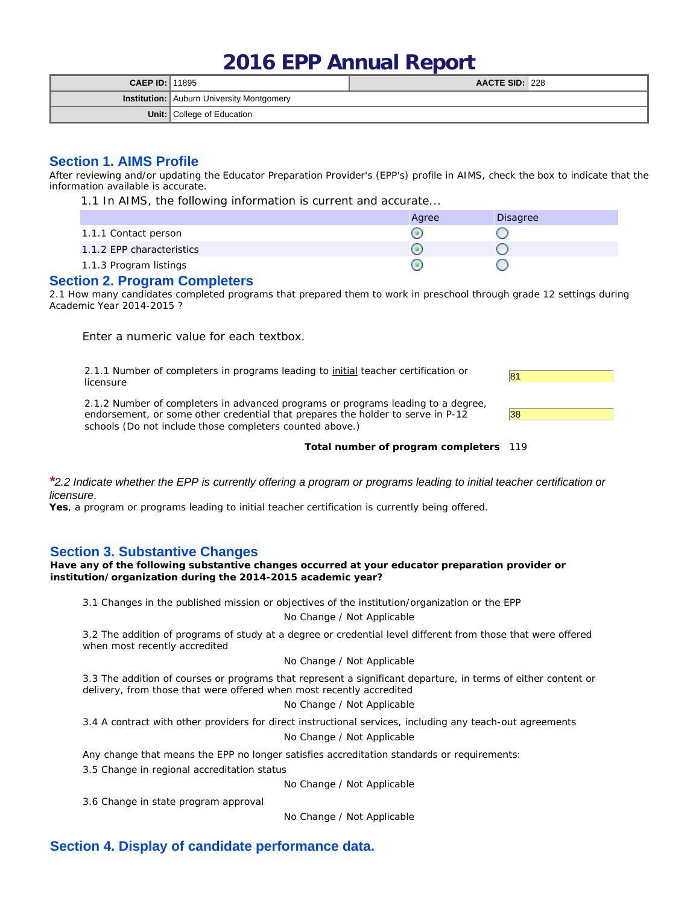# 2016 EPP Annual Report

| CAEP ID: | 11895 | AACTE SID: | 228 |
|---|---|---|---|
| Institution: | Auburn University Montgomery | | |
| Unit: | College of Education | | |

## Section 1. AIMS Profile

After reviewing and/or updating the Educator Preparation Provider's (EPP's) profile in AIMS, check the box to indicate that the information available is accurate.

1.1 In AIMS, the following information is current and accurate...

| | Agree | Disagree |
|---|---|---|
| 1.1.1 Contact person | ● | ○ |
| 1.1.2 EPP characteristics | ● | ○ |
| 1.1.3 Program listings | ● | ○ |

## Section 2. Program Completers

2.1 How many candidates completed programs that prepared them to work in preschool through grade 12 settings during Academic Year 2014-2015 ?

Enter a numeric value for each textbox.

| | |
|---|---|
| 2.1.1 Number of completers in programs leading to initial teacher certification or licensure | 81 |
| 2.1.2 Number of completers in advanced programs or programs leading to a degree, endorsement, or some other credential that prepares the holder to serve in P-12 schools (Do not include those completers counted above.) | 38 |
| **Total number of program completers** | 119 |

**\***_2.2 Indicate whether the EPP is currently offering a program or programs leading to initial teacher certification or licensure._

**Yes**, a program or programs leading to initial teacher certification is currently being offered.

## Section 3. Substantive Changes

**Have any of the following substantive changes occurred at your educator preparation provider or institution/organization during the 2014-2015 academic year?**

3.1 Changes in the published mission or objectives of the institution/organization or the EPP

No Change / Not Applicable

3.2 The addition of programs of study at a degree or credential level different from those that were offered when most recently accredited

No Change / Not Applicable

3.3 The addition of courses or programs that represent a significant departure, in terms of either content or delivery, from those that were offered when most recently accredited

No Change / Not Applicable

3.4 A contract with other providers for direct instructional services, including any teach-out agreements

No Change / Not Applicable

Any change that means the EPP no longer satisfies accreditation standards or requirements:

3.5 Change in regional accreditation status

No Change / Not Applicable

3.6 Change in state program approval

No Change / Not Applicable

## Section 4. Display of candidate performance data.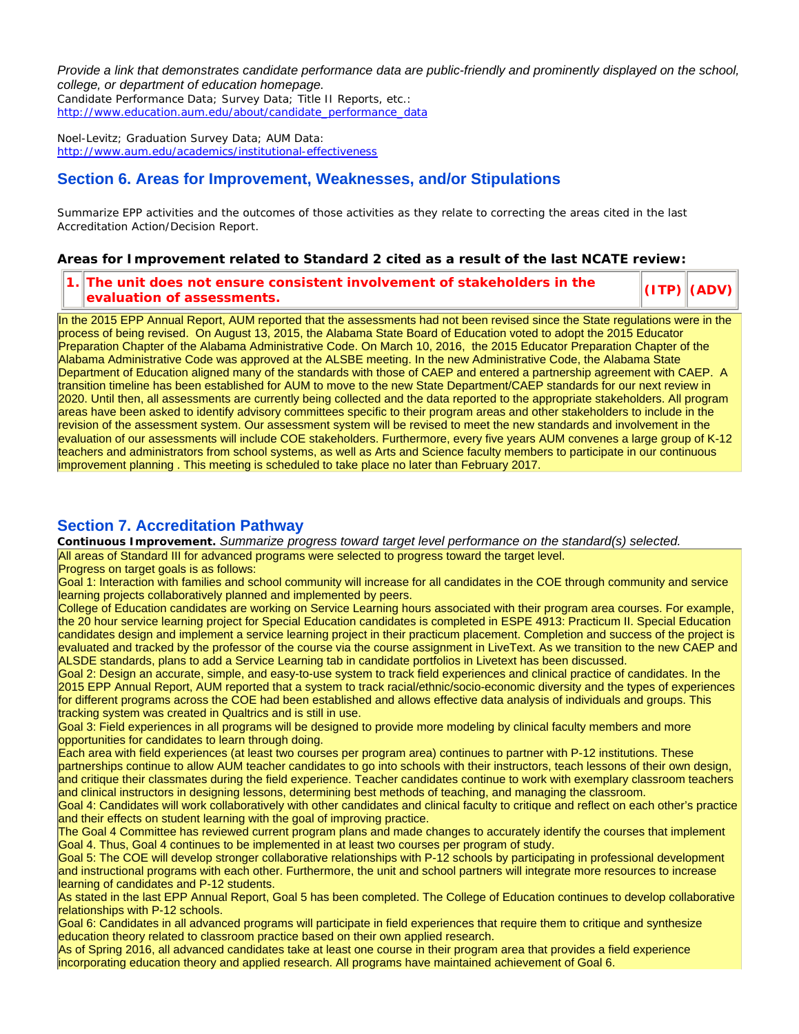*Provide a link that demonstrates candidate performance data are public-friendly and prominently displayed on the school, college, or department of education homepage.*
Candidate Performance Data; Survey Data; Title II Reports, etc.:
http://www.education.aum.edu/about/candidate_performance_data

Noel-Levitz; Graduation Survey Data; AUM Data:
http://www.aum.edu/academics/institutional-effectiveness

## Section 6. Areas for Improvement, Weaknesses, and/or Stipulations

Summarize EPP activities and the outcomes of those activities as they relate to correcting the areas cited in the last Accreditation Action/Decision Report.

### Areas for Improvement related to Standard 2 cited as a result of the last NCATE review:

| 1. | The unit does not ensure consistent involvement of stakeholders in the evaluation of assessments. | (ITP) | (ADV) |
|---|---|---|---|

In the 2015 EPP Annual Report, AUM reported that the assessments had not been revised since the State regulations were in the process of being revised. On August 13, 2015, the Alabama State Board of Education voted to adopt the 2015 Educator Preparation Chapter of the Alabama Administrative Code. On March 10, 2016, the 2015 Educator Preparation Chapter of the Alabama Administrative Code was approved at the ALSBE meeting. In the new Administrative Code, the Alabama State Department of Education aligned many of the standards with those of CAEP and entered a partnership agreement with CAEP. A transition timeline has been established for AUM to move to the new State Department/CAEP standards for our next review in 2020. Until then, all assessments are currently being collected and the data reported to the appropriate stakeholders. All program areas have been asked to identify advisory committees specific to their program areas and other stakeholders to include in the revision of the assessment system. Our assessment system will be revised to meet the new standards and involvement in the evaluation of our assessments will include COE stakeholders. Furthermore, every five years AUM convenes a large group of K-12 teachers and administrators from school systems, as well as Arts and Science faculty members to participate in our continuous improvement planning . This meeting is scheduled to take place no later than February 2017.

## Section 7. Accreditation Pathway

**Continuous Improvement.** *Summarize progress toward target level performance on the standard(s) selected.*

All areas of Standard III for advanced programs were selected to progress toward the target level.
Progress on target goals is as follows:
Goal 1: Interaction with families and school community will increase for all candidates in the COE through community and service learning projects collaboratively planned and implemented by peers.
College of Education candidates are working on Service Learning hours associated with their program area courses. For example, the 20 hour service learning project for Special Education candidates is completed in ESPE 4913: Practicum II. Special Education candidates design and implement a service learning project in their practicum placement. Completion and success of the project is evaluated and tracked by the professor of the course via the course assignment in LiveText. As we transition to the new CAEP and ALSDE standards, plans to add a Service Learning tab in candidate portfolios in Livetext has been discussed.
Goal 2: Design an accurate, simple, and easy-to-use system to track field experiences and clinical practice of candidates. In the 2015 EPP Annual Report, AUM reported that a system to track racial/ethnic/socio-economic diversity and the types of experiences for different programs across the COE had been established and allows effective data analysis of individuals and groups. This tracking system was created in Qualtrics and is still in use.
Goal 3: Field experiences in all programs will be designed to provide more modeling by clinical faculty members and more opportunities for candidates to learn through doing.
Each area with field experiences (at least two courses per program area) continues to partner with P-12 institutions. These partnerships continue to allow AUM teacher candidates to go into schools with their instructors, teach lessons of their own design, and critique their classmates during the field experience. Teacher candidates continue to work with exemplary classroom teachers and clinical instructors in designing lessons, determining best methods of teaching, and managing the classroom.
Goal 4: Candidates will work collaboratively with other candidates and clinical faculty to critique and reflect on each other's practice and their effects on student learning with the goal of improving practice.
The Goal 4 Committee has reviewed current program plans and made changes to accurately identify the courses that implement Goal 4. Thus, Goal 4 continues to be implemented in at least two courses per program of study.
Goal 5: The COE will develop stronger collaborative relationships with P-12 schools by participating in professional development and instructional programs with each other. Furthermore, the unit and school partners will integrate more resources to increase learning of candidates and P-12 students.
As stated in the last EPP Annual Report, Goal 5 has been completed. The College of Education continues to develop collaborative relationships with P-12 schools.
Goal 6: Candidates in all advanced programs will participate in field experiences that require them to critique and synthesize education theory related to classroom practice based on their own applied research.
As of Spring 2016, all advanced candidates take at least one course in their program area that provides a field experience incorporating education theory and applied research. All programs have maintained achievement of Goal 6.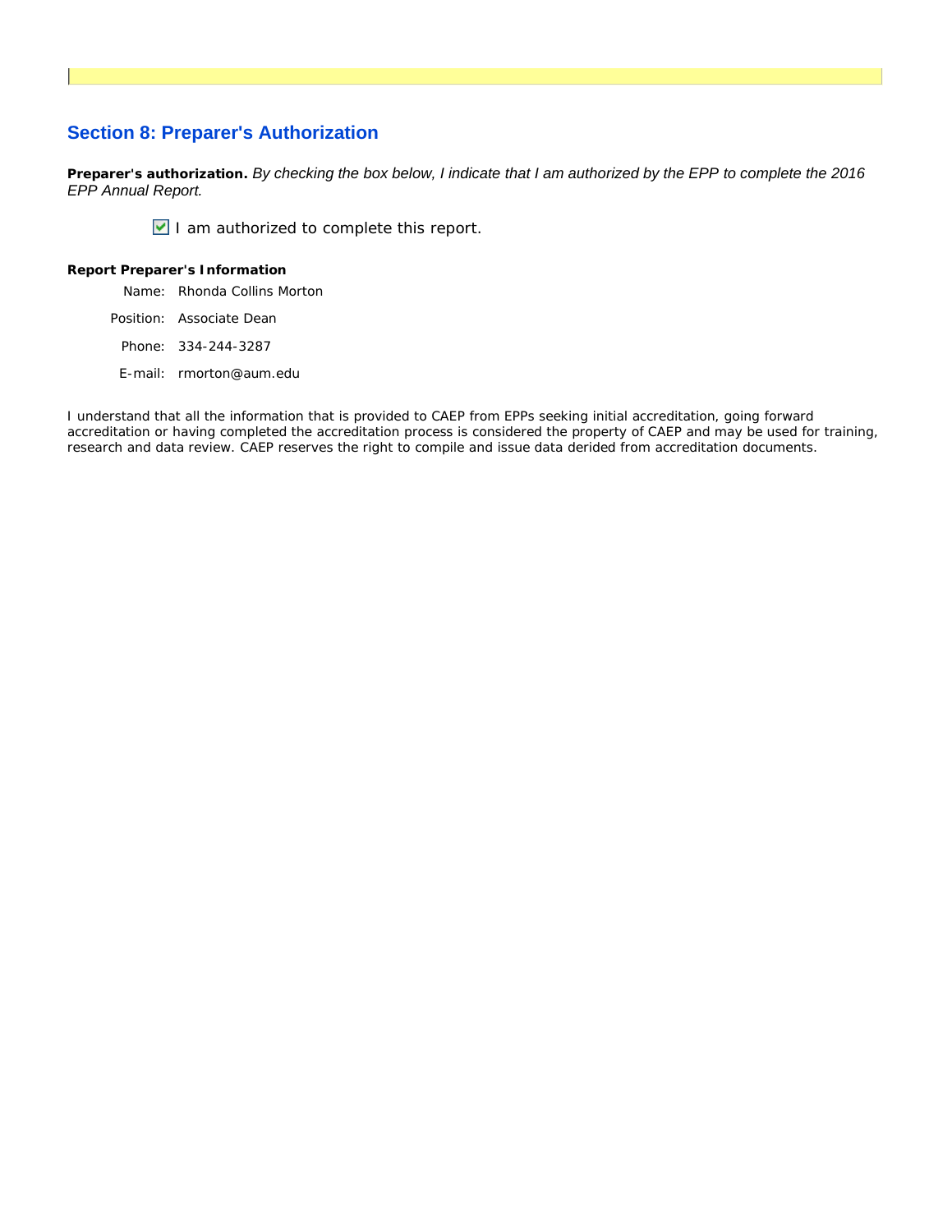## Section 8: Preparer's Authorization

**Preparer's authorization.** *By checking the box below, I indicate that I am authorized by the EPP to complete the 2016 EPP Annual Report.*

☑ I am authorized to complete this report.

**Report Preparer's Information**

Name: Rhonda Collins Morton

Position: Associate Dean

Phone: 334-244-3287

E-mail: rmorton@aum.edu

I understand that all the information that is provided to CAEP from EPPs seeking initial accreditation, going forward accreditation or having completed the accreditation process is considered the property of CAEP and may be used for training, research and data review. CAEP reserves the right to compile and issue data derided from accreditation documents.